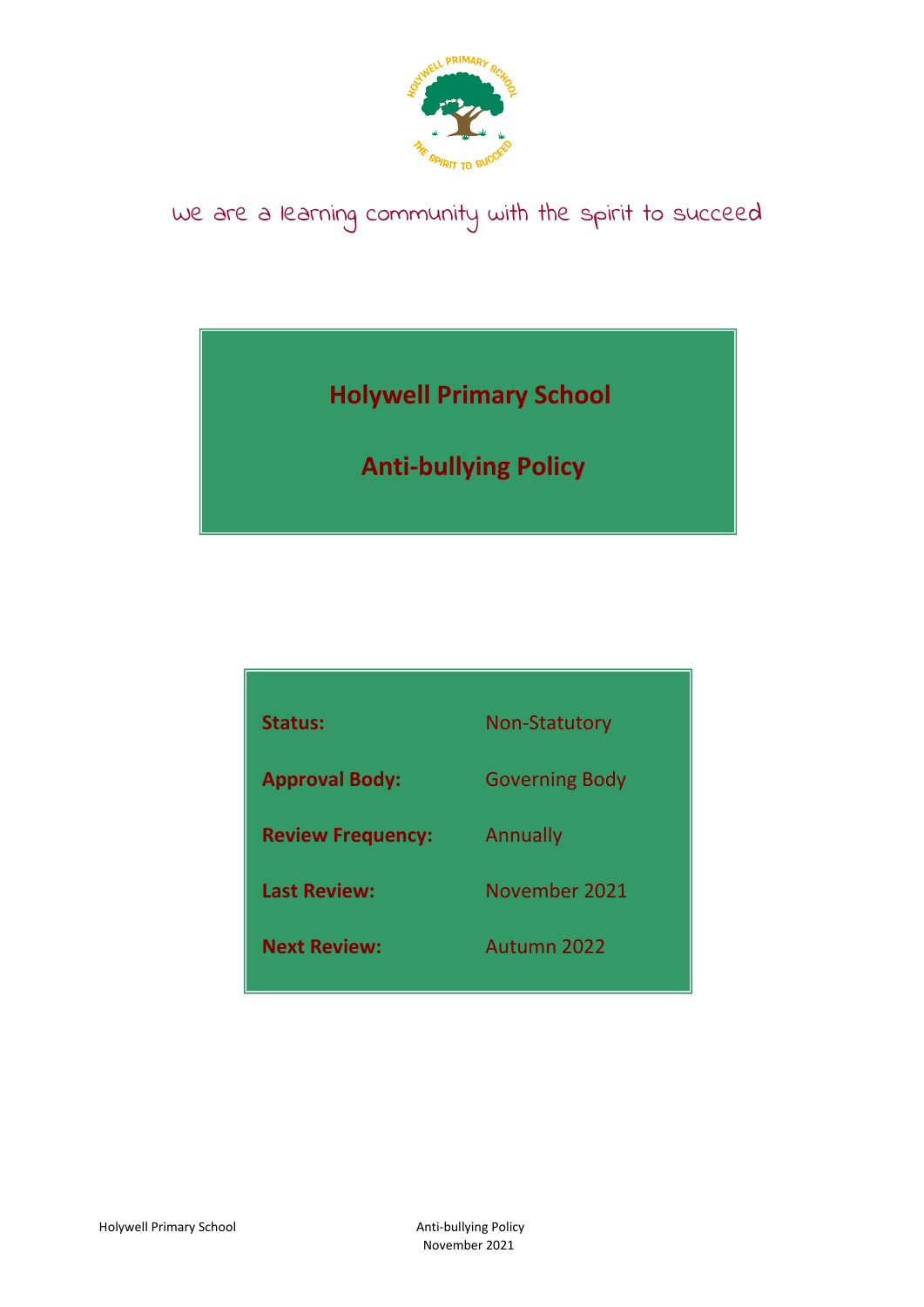we are a learning community with the spirit to succeed

# Holywell Primary School

# Anti-bullying Policy

| | |
|---|---|
| **Status:** | Non-Statutory |
| **Approval Body:** | Governing Body |
| **Review Frequency:** | Annually |
| **Last Review:** | November 2021 |
| **Next Review:** | Autumn 2022 |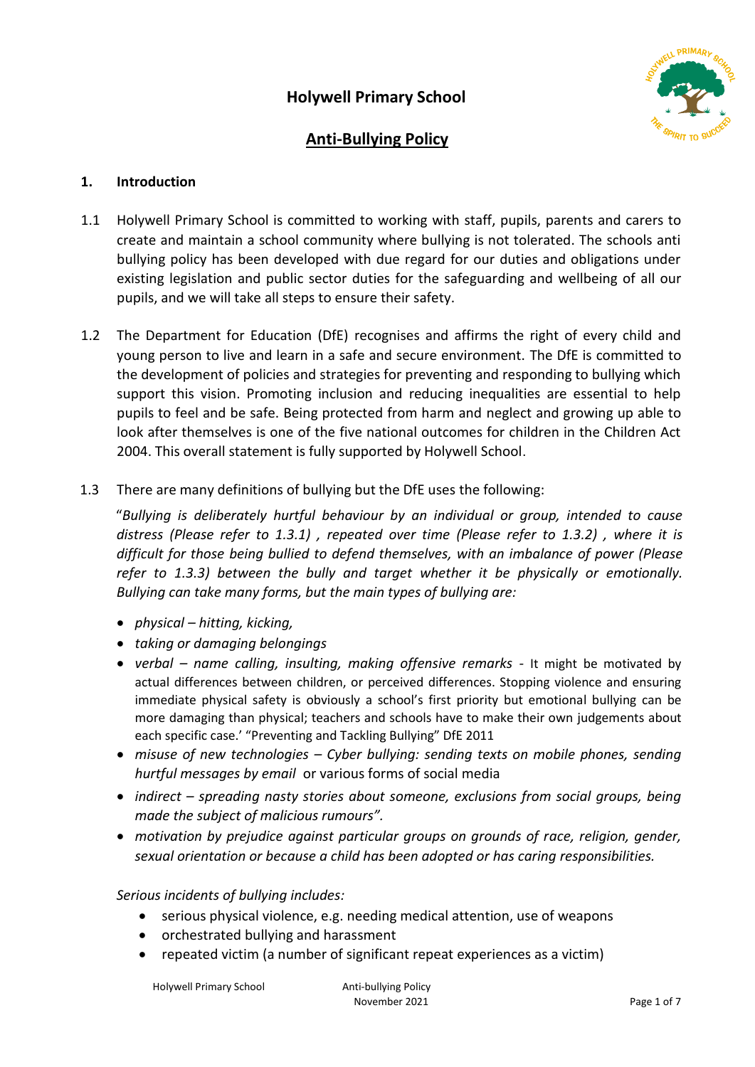# Holywell Primary School

## Anti-Bullying Policy

### 1. Introduction

1.1 Holywell Primary School is committed to working with staff, pupils, parents and carers to create and maintain a school community where bullying is not tolerated. The schools anti bullying policy has been developed with due regard for our duties and obligations under existing legislation and public sector duties for the safeguarding and wellbeing of all our pupils, and we will take all steps to ensure their safety.

1.2 The Department for Education (DfE) recognises and affirms the right of every child and young person to live and learn in a safe and secure environment. The DfE is committed to the development of policies and strategies for preventing and responding to bullying which support this vision. Promoting inclusion and reducing inequalities are essential to help pupils to feel and be safe. Being protected from harm and neglect and growing up able to look after themselves is one of the five national outcomes for children in the Children Act 2004. This overall statement is fully supported by Holywell School.

1.3 There are many definitions of bullying but the DfE uses the following:

"*Bullying is deliberately hurtful behaviour by an individual or group, intended to cause distress (Please refer to 1.3.1) , repeated over time (Please refer to 1.3.2) , where it is difficult for those being bullied to defend themselves, with an imbalance of power (Please refer to 1.3.3) between the bully and target whether it be physically or emotionally. Bullying can take many forms, but the main types of bullying are:*

- *physical – hitting, kicking,*
- *taking or damaging belongings*
- *verbal – name calling, insulting, making offensive remarks* - It might be motivated by actual differences between children, or perceived differences. Stopping violence and ensuring immediate physical safety is obviously a school's first priority but emotional bullying can be more damaging than physical; teachers and schools have to make their own judgements about each specific case.' "Preventing and Tackling Bullying" DfE 2011
- *misuse of new technologies – Cyber bullying: sending texts on mobile phones, sending hurtful messages by email* or various forms of social media
- *indirect – spreading nasty stories about someone, exclusions from social groups, being made the subject of malicious rumours".*
- *motivation by prejudice against particular groups on grounds of race, religion, gender, sexual orientation or because a child has been adopted or has caring responsibilities.*

*Serious incidents of bullying includes:*

- serious physical violence, e.g. needing medical attention, use of weapons
- orchestrated bullying and harassment
- repeated victim (a number of significant repeat experiences as a victim)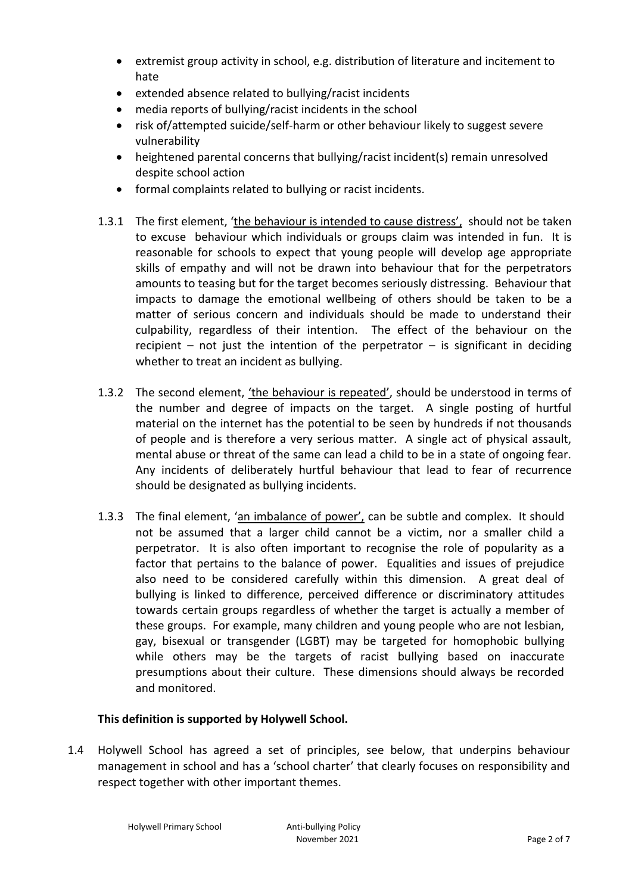- extremist group activity in school, e.g. distribution of literature and incitement to hate
- extended absence related to bullying/racist incidents
- media reports of bullying/racist incidents in the school
- risk of/attempted suicide/self-harm or other behaviour likely to suggest severe vulnerability
- heightened parental concerns that bullying/racist incident(s) remain unresolved despite school action
- formal complaints related to bullying or racist incidents.

1.3.1 The first element, 'the behaviour is intended to cause distress', should not be taken to excuse behaviour which individuals or groups claim was intended in fun. It is reasonable for schools to expect that young people will develop age appropriate skills of empathy and will not be drawn into behaviour that for the perpetrators amounts to teasing but for the target becomes seriously distressing. Behaviour that impacts to damage the emotional wellbeing of others should be taken to be a matter of serious concern and individuals should be made to understand their culpability, regardless of their intention. The effect of the behaviour on the recipient – not just the intention of the perpetrator – is significant in deciding whether to treat an incident as bullying.

1.3.2 The second element, 'the behaviour is repeated', should be understood in terms of the number and degree of impacts on the target. A single posting of hurtful material on the internet has the potential to be seen by hundreds if not thousands of people and is therefore a very serious matter. A single act of physical assault, mental abuse or threat of the same can lead a child to be in a state of ongoing fear. Any incidents of deliberately hurtful behaviour that lead to fear of recurrence should be designated as bullying incidents.

1.3.3 The final element, 'an imbalance of power', can be subtle and complex. It should not be assumed that a larger child cannot be a victim, nor a smaller child a perpetrator. It is also often important to recognise the role of popularity as a factor that pertains to the balance of power. Equalities and issues of prejudice also need to be considered carefully within this dimension. A great deal of bullying is linked to difference, perceived difference or discriminatory attitudes towards certain groups regardless of whether the target is actually a member of these groups. For example, many children and young people who are not lesbian, gay, bisexual or transgender (LGBT) may be targeted for homophobic bullying while others may be the targets of racist bullying based on inaccurate presumptions about their culture. These dimensions should always be recorded and monitored.

**This definition is supported by Holywell School.**

1.4 Holywell School has agreed a set of principles, see below, that underpins behaviour management in school and has a 'school charter' that clearly focuses on responsibility and respect together with other important themes.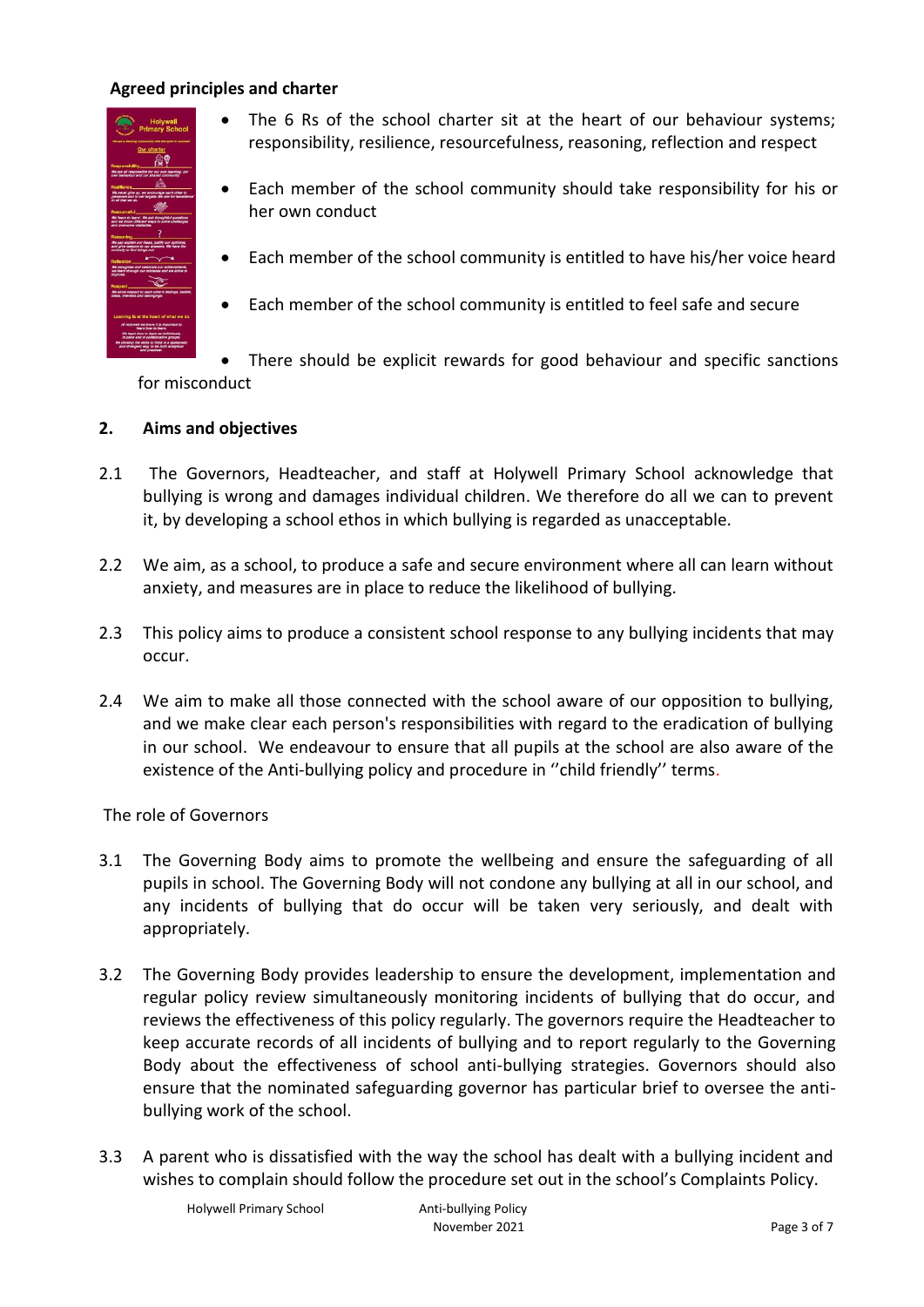**Agreed principles and charter**

- The 6 Rs of the school charter sit at the heart of our behaviour systems; responsibility, resilience, resourcefulness, reasoning, reflection and respect
- Each member of the school community should take responsibility for his or her own conduct
- Each member of the school community is entitled to have his/her voice heard
- Each member of the school community is entitled to feel safe and secure
- There should be explicit rewards for good behaviour and specific sanctions for misconduct

## 2. Aims and objectives

2.1 The Governors, Headteacher, and staff at Holywell Primary School acknowledge that bullying is wrong and damages individual children. We therefore do all we can to prevent it, by developing a school ethos in which bullying is regarded as unacceptable.

2.2 We aim, as a school, to produce a safe and secure environment where all can learn without anxiety, and measures are in place to reduce the likelihood of bullying.

2.3 This policy aims to produce a consistent school response to any bullying incidents that may occur.

2.4 We aim to make all those connected with the school aware of our opposition to bullying, and we make clear each person's responsibilities with regard to the eradication of bullying in our school. We endeavour to ensure that all pupils at the school are also aware of the existence of the Anti-bullying policy and procedure in ''child friendly'' terms.

The role of Governors

3.1 The Governing Body aims to promote the wellbeing and ensure the safeguarding of all pupils in school. The Governing Body will not condone any bullying at all in our school, and any incidents of bullying that do occur will be taken very seriously, and dealt with appropriately.

3.2 The Governing Body provides leadership to ensure the development, implementation and regular policy review simultaneously monitoring incidents of bullying that do occur, and reviews the effectiveness of this policy regularly. The governors require the Headteacher to keep accurate records of all incidents of bullying and to report regularly to the Governing Body about the effectiveness of school anti-bullying strategies. Governors should also ensure that the nominated safeguarding governor has particular brief to oversee the anti-bullying work of the school.

3.3 A parent who is dissatisfied with the way the school has dealt with a bullying incident and wishes to complain should follow the procedure set out in the school's Complaints Policy.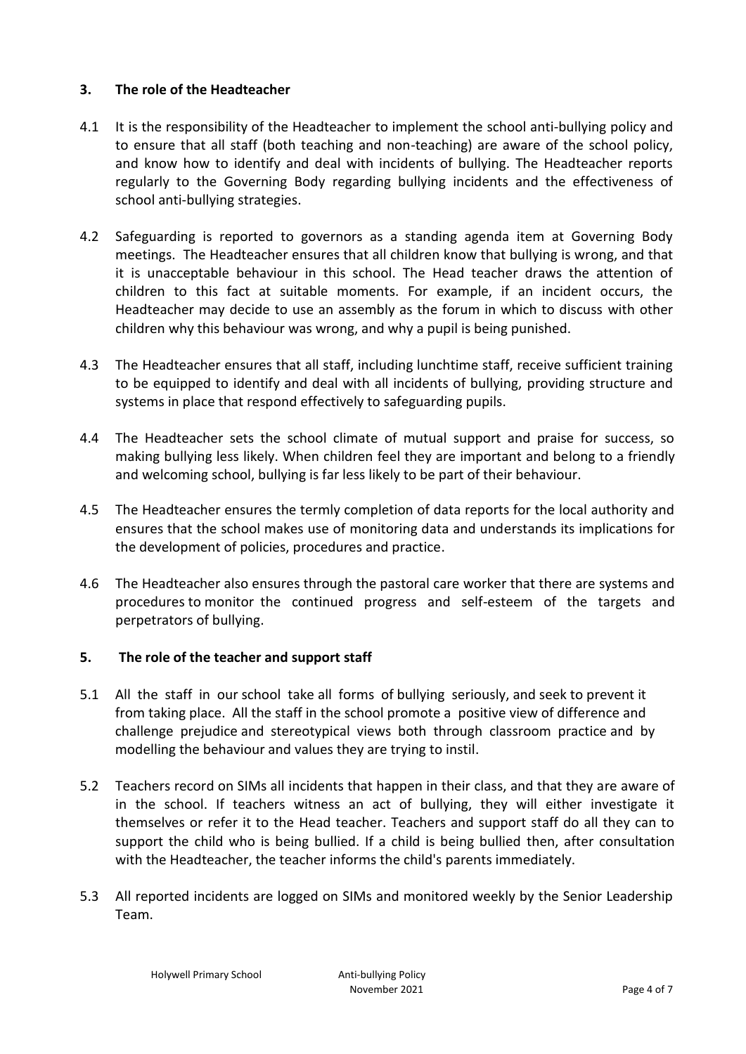## 3. The role of the Headteacher

4.1 It is the responsibility of the Headteacher to implement the school anti-bullying policy and to ensure that all staff (both teaching and non-teaching) are aware of the school policy, and know how to identify and deal with incidents of bullying. The Headteacher reports regularly to the Governing Body regarding bullying incidents and the effectiveness of school anti-bullying strategies.

4.2 Safeguarding is reported to governors as a standing agenda item at Governing Body meetings. The Headteacher ensures that all children know that bullying is wrong, and that it is unacceptable behaviour in this school. The Head teacher draws the attention of children to this fact at suitable moments. For example, if an incident occurs, the Headteacher may decide to use an assembly as the forum in which to discuss with other children why this behaviour was wrong, and why a pupil is being punished.

4.3 The Headteacher ensures that all staff, including lunchtime staff, receive sufficient training to be equipped to identify and deal with all incidents of bullying, providing structure and systems in place that respond effectively to safeguarding pupils.

4.4 The Headteacher sets the school climate of mutual support and praise for success, so making bullying less likely. When children feel they are important and belong to a friendly and welcoming school, bullying is far less likely to be part of their behaviour.

4.5 The Headteacher ensures the termly completion of data reports for the local authority and ensures that the school makes use of monitoring data and understands its implications for the development of policies, procedures and practice.

4.6 The Headteacher also ensures through the pastoral care worker that there are systems and procedures to monitor the continued progress and self-esteem of the targets and perpetrators of bullying.

## 5. The role of the teacher and support staff

5.1 All the staff in our school take all forms of bullying seriously, and seek to prevent it from taking place. All the staff in the school promote a positive view of difference and challenge prejudice and stereotypical views both through classroom practice and by modelling the behaviour and values they are trying to instil.

5.2 Teachers record on SIMs all incidents that happen in their class, and that they are aware of in the school. If teachers witness an act of bullying, they will either investigate it themselves or refer it to the Head teacher. Teachers and support staff do all they can to support the child who is being bullied. If a child is being bullied then, after consultation with the Headteacher, the teacher informs the child's parents immediately.

5.3 All reported incidents are logged on SIMs and monitored weekly by the Senior Leadership Team.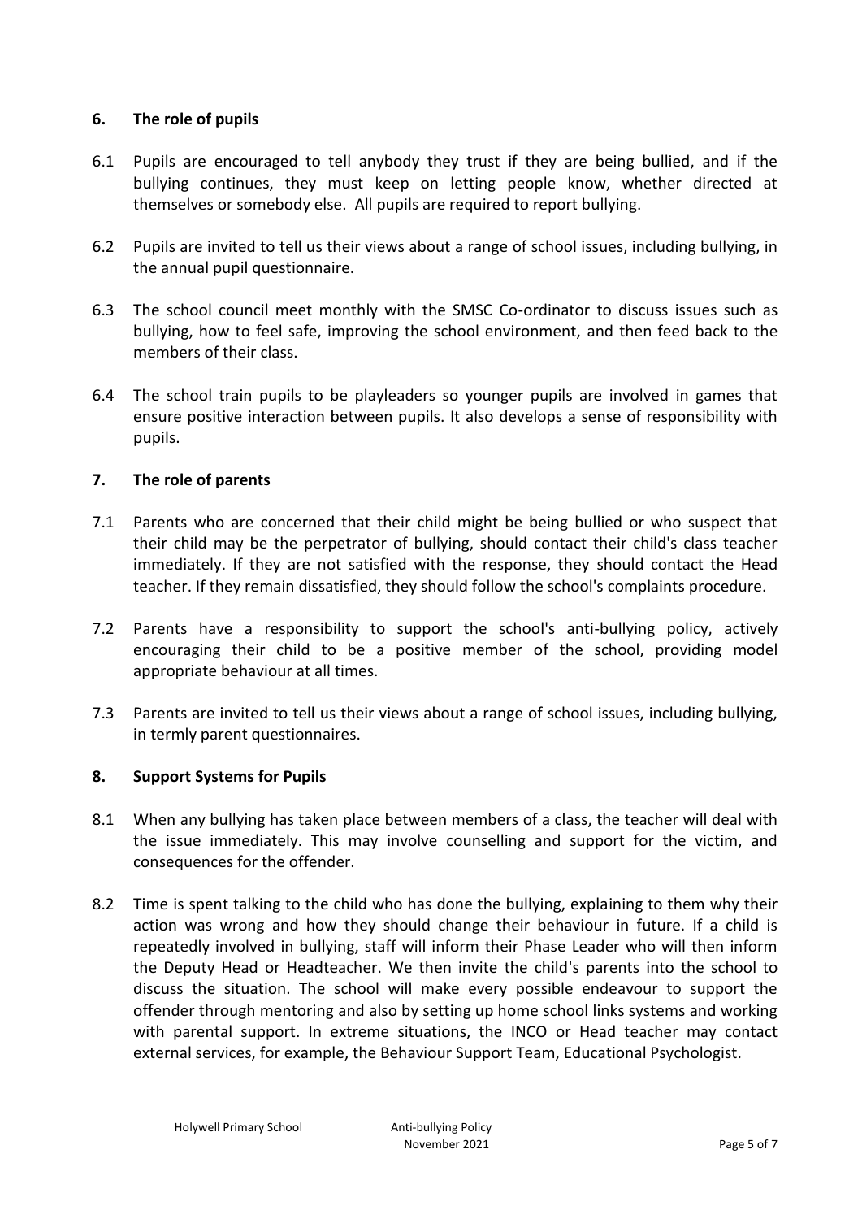## 6. The role of pupils

6.1 Pupils are encouraged to tell anybody they trust if they are being bullied, and if the bullying continues, they must keep on letting people know, whether directed at themselves or somebody else. All pupils are required to report bullying.

6.2 Pupils are invited to tell us their views about a range of school issues, including bullying, in the annual pupil questionnaire.

6.3 The school council meet monthly with the SMSC Co-ordinator to discuss issues such as bullying, how to feel safe, improving the school environment, and then feed back to the members of their class.

6.4 The school train pupils to be playleaders so younger pupils are involved in games that ensure positive interaction between pupils. It also develops a sense of responsibility with pupils.

## 7. The role of parents

7.1 Parents who are concerned that their child might be being bullied or who suspect that their child may be the perpetrator of bullying, should contact their child's class teacher immediately. If they are not satisfied with the response, they should contact the Head teacher. If they remain dissatisfied, they should follow the school's complaints procedure.

7.2 Parents have a responsibility to support the school's anti-bullying policy, actively encouraging their child to be a positive member of the school, providing model appropriate behaviour at all times.

7.3 Parents are invited to tell us their views about a range of school issues, including bullying, in termly parent questionnaires.

## 8. Support Systems for Pupils

8.1 When any bullying has taken place between members of a class, the teacher will deal with the issue immediately. This may involve counselling and support for the victim, and consequences for the offender.

8.2 Time is spent talking to the child who has done the bullying, explaining to them why their action was wrong and how they should change their behaviour in future. If a child is repeatedly involved in bullying, staff will inform their Phase Leader who will then inform the Deputy Head or Headteacher. We then invite the child's parents into the school to discuss the situation. The school will make every possible endeavour to support the offender through mentoring and also by setting up home school links systems and working with parental support. In extreme situations, the INCO or Head teacher may contact external services, for example, the Behaviour Support Team, Educational Psychologist.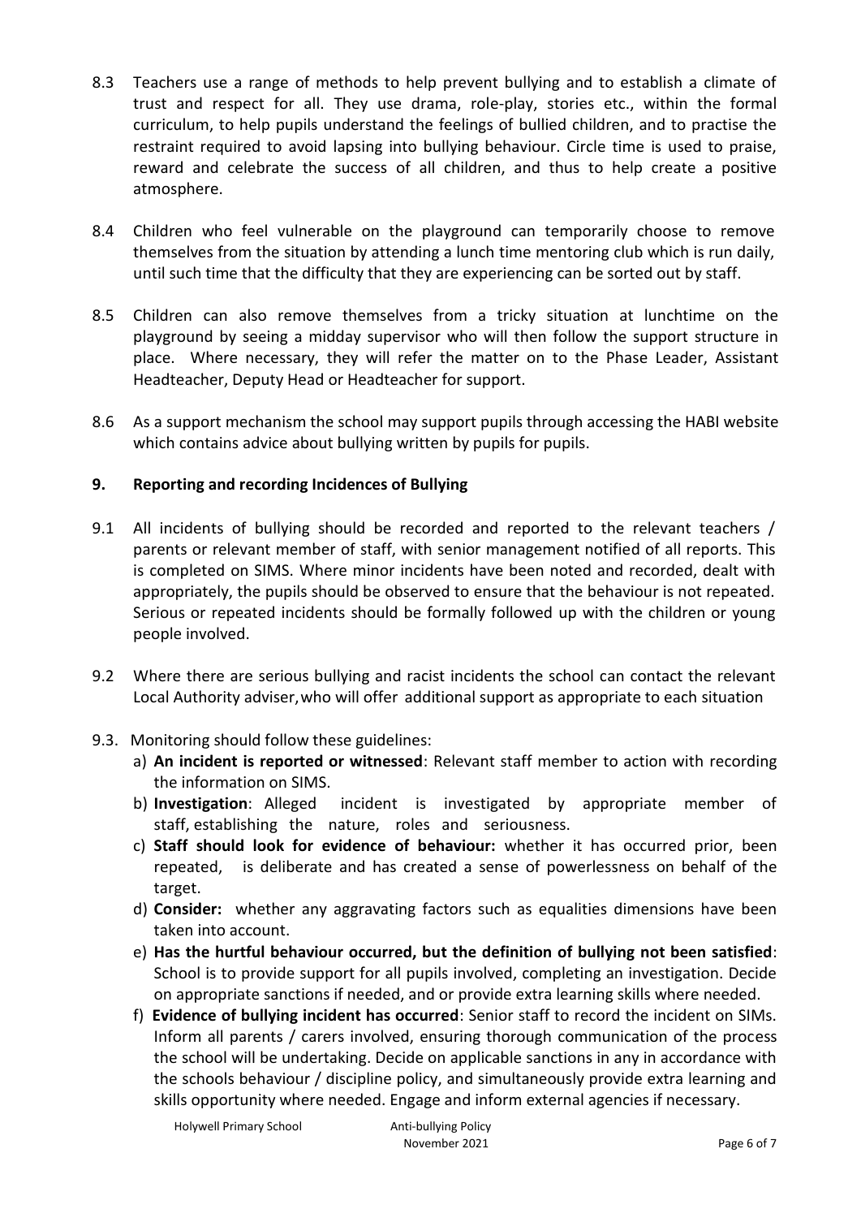8.3 Teachers use a range of methods to help prevent bullying and to establish a climate of trust and respect for all. They use drama, role-play, stories etc., within the formal curriculum, to help pupils understand the feelings of bullied children, and to practise the restraint required to avoid lapsing into bullying behaviour. Circle time is used to praise, reward and celebrate the success of all children, and thus to help create a positive atmosphere.

8.4 Children who feel vulnerable on the playground can temporarily choose to remove themselves from the situation by attending a lunch time mentoring club which is run daily, until such time that the difficulty that they are experiencing can be sorted out by staff.

8.5 Children can also remove themselves from a tricky situation at lunchtime on the playground by seeing a midday supervisor who will then follow the support structure in place. Where necessary, they will refer the matter on to the Phase Leader, Assistant Headteacher, Deputy Head or Headteacher for support.

8.6 As a support mechanism the school may support pupils through accessing the HABI website which contains advice about bullying written by pupils for pupils.

## 9. Reporting and recording Incidences of Bullying

9.1 All incidents of bullying should be recorded and reported to the relevant teachers / parents or relevant member of staff, with senior management notified of all reports. This is completed on SIMS. Where minor incidents have been noted and recorded, dealt with appropriately, the pupils should be observed to ensure that the behaviour is not repeated. Serious or repeated incidents should be formally followed up with the children or young people involved.

9.2 Where there are serious bullying and racist incidents the school can contact the relevant Local Authority adviser, who will offer additional support as appropriate to each situation

9.3. Monitoring should follow these guidelines:

a) **An incident is reported or witnessed**: Relevant staff member to action with recording the information on SIMS.

b) **Investigation**: Alleged incident is investigated by appropriate member of staff, establishing the nature, roles and seriousness.

c) **Staff should look for evidence of behaviour:** whether it has occurred prior, been repeated, is deliberate and has created a sense of powerlessness on behalf of the target.

d) **Consider:** whether any aggravating factors such as equalities dimensions have been taken into account.

e) **Has the hurtful behaviour occurred, but the definition of bullying not been satisfied**: School is to provide support for all pupils involved, completing an investigation. Decide on appropriate sanctions if needed, and or provide extra learning skills where needed.

f) **Evidence of bullying incident has occurred**: Senior staff to record the incident on SIMs. Inform all parents / carers involved, ensuring thorough communication of the process the school will be undertaking. Decide on applicable sanctions in any in accordance with the schools behaviour / discipline policy, and simultaneously provide extra learning and skills opportunity where needed. Engage and inform external agencies if necessary.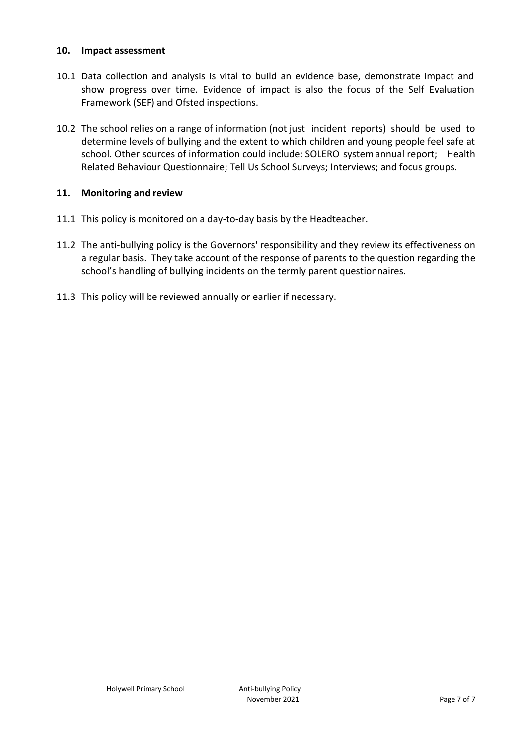## 10. Impact assessment

10.1 Data collection and analysis is vital to build an evidence base, demonstrate impact and show progress over time. Evidence of impact is also the focus of the Self Evaluation Framework (SEF) and Ofsted inspections.

10.2 The school relies on a range of information (not just incident reports) should be used to determine levels of bullying and the extent to which children and young people feel safe at school. Other sources of information could include: SOLERO system annual report; Health Related Behaviour Questionnaire; Tell Us School Surveys; Interviews; and focus groups.

## 11. Monitoring and review

11.1 This policy is monitored on a day-to-day basis by the Headteacher.

11.2 The anti-bullying policy is the Governors' responsibility and they review its effectiveness on a regular basis. They take account of the response of parents to the question regarding the school's handling of bullying incidents on the termly parent questionnaires.

11.3 This policy will be reviewed annually or earlier if necessary.